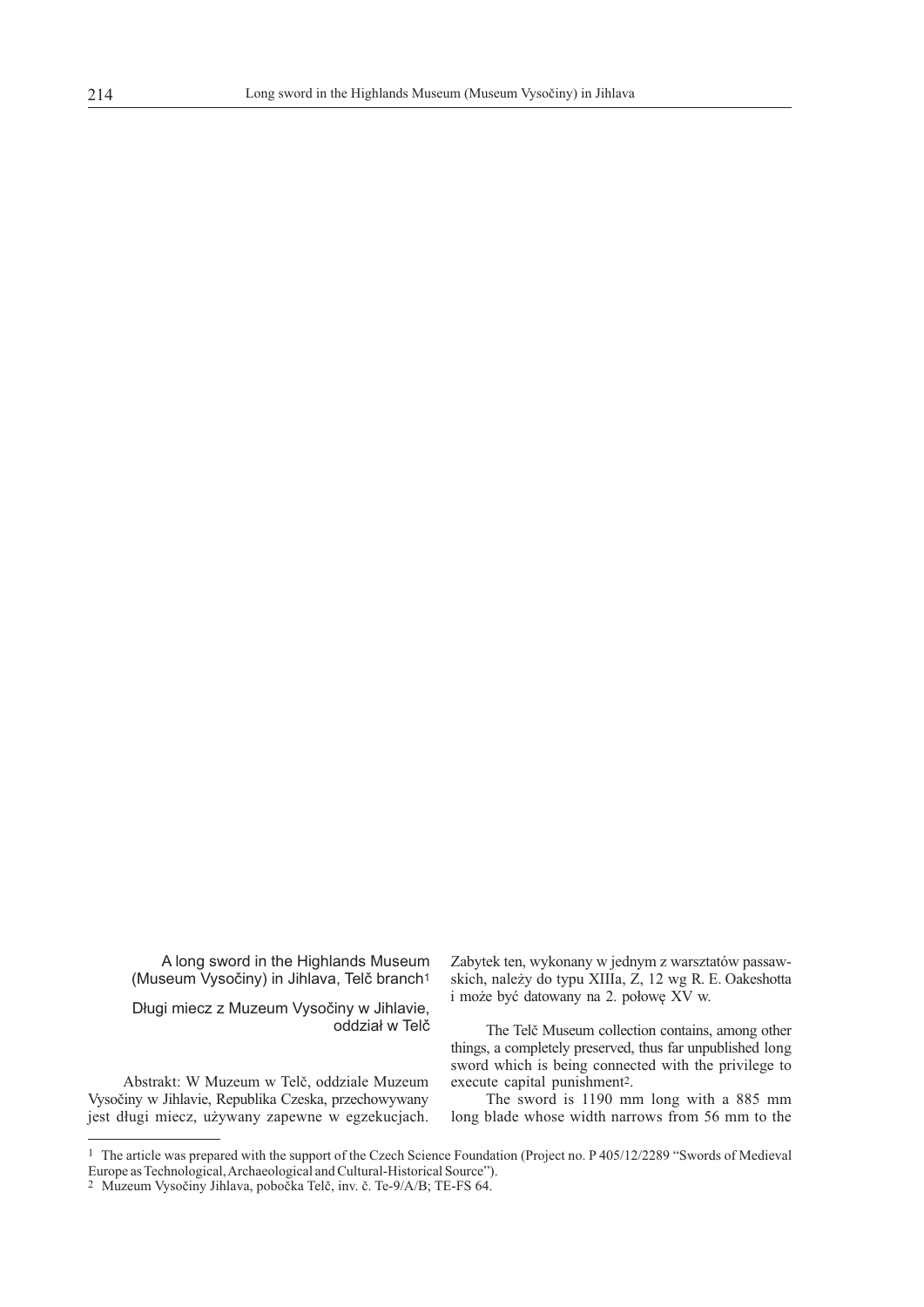# A long sword in the Highlands Museum (Museum Vysočiny) in Jihlava, Telč branch[1]

## Długi miecz z Muzeum Vysočiny w Jihlavie, oddział w Telč

Abstrakt: W Muzeum w Telč, oddziale Muzeum Vysočiny w Jihlavie, Republika Czeska, przechowywany jest długi miecz, używany zapewne w egzekucjach. Zabytek ten, wykonany w jednym z warsztatów passawskich, należy do typu XIIIa, Z, 12 wg R. E. Oakeshotta i może być datowany na 2. połowę XV w.

The Telč Museum collection contains, among other things, a completely preserved, thus far unpublished long sword which is being connected with the privilege to execute capital punishment[2].

The sword is 1190 mm long with a 885 mm long blade whose width narrows from 56 mm to the

---

[1] The article was prepared with the support of the Czech Science Foundation (Project no. P 405/12/2289 "Swords of Medieval Europe as Technological, Archaeological and Cultural-Historical Source").

[2] Muzeum Vysočiny Jihlava, pobočka Telč, inv. č. Te-9/A/B; TE-FS 64.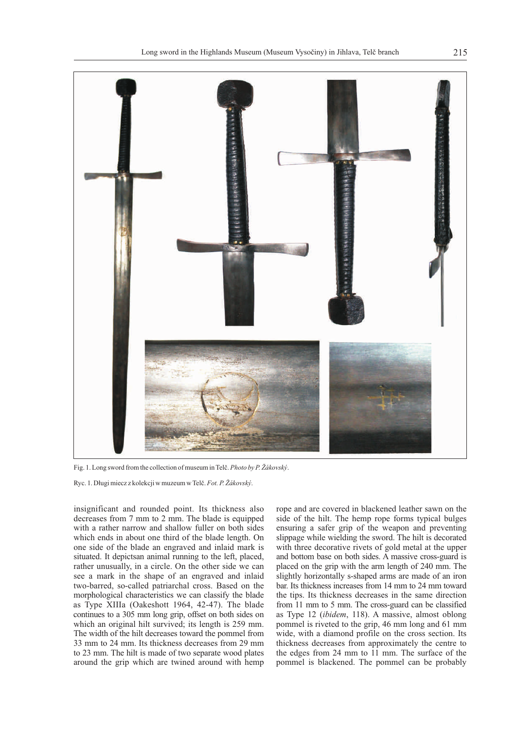Fig. 1. Long sword from the collection of museum in Telč. *Photo by P. Žákovský*.

Ryc. 1. Długi miecz z kolekcji w muzeum w Telč. *Fot. P. Žákovský*.

insignificant and rounded point. Its thickness also decreases from 7 mm to 2 mm. The blade is equipped with a rather narrow and shallow fuller on both sides which ends in about one third of the blade length. On one side of the blade an engraved and inlaid mark is situated. It depictsan animal running to the left, placed, rather unusually, in a circle. On the other side we can see a mark in the shape of an engraved and inlaid two-barred, so-called patriarchal cross. Based on the morphological characteristics we can classify the blade as Type XIIIa (Oakeshott 1964, 42-47). The blade continues to a 305 mm long grip, offset on both sides on which an original hilt survived; its length is 259 mm. The width of the hilt decreases toward the pommel from 33 mm to 24 mm. Its thickness decreases from 29 mm to 23 mm. The hilt is made of two separate wood plates around the grip which are twined around with hemp rope and are covered in blackened leather sawn on the side of the hilt. The hemp rope forms typical bulges ensuring a safer grip of the weapon and preventing slippage while wielding the sword. The hilt is decorated with three decorative rivets of gold metal at the upper and bottom base on both sides. A massive cross-guard is placed on the grip with the arm length of 240 mm. The slightly horizontally s-shaped arms are made of an iron bar. Its thickness increases from 14 mm to 24 mm toward the tips. Its thickness decreases in the same direction from 11 mm to 5 mm. The cross-guard can be classified as Type 12 (*ibidem*, 118). A massive, almost oblong pommel is riveted to the grip, 46 mm long and 61 mm wide, with a diamond profile on the cross section. Its thickness decreases from approximately the centre to the edges from 24 mm to 11 mm. The surface of the pommel is blackened. The pommel can be probably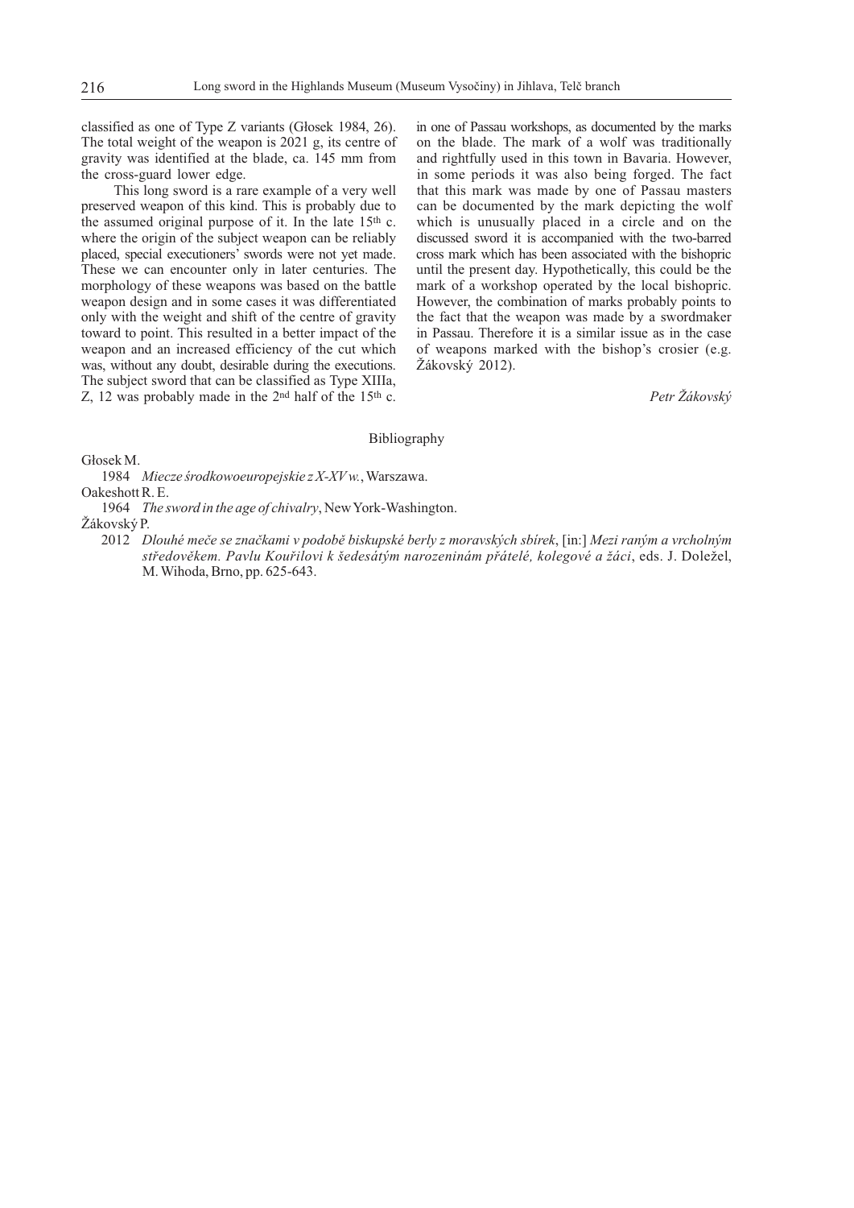classified as one of Type Z variants (Głosek 1984, 26). The total weight of the weapon is 2021 g, its centre of gravity was identified at the blade, ca. 145 mm from the cross-guard lower edge.

This long sword is a rare example of a very well preserved weapon of this kind. This is probably due to the assumed original purpose of it. In the late 15th c. where the origin of the subject weapon can be reliably placed, special executioners' swords were not yet made. These we can encounter only in later centuries. The morphology of these weapons was based on the battle weapon design and in some cases it was differentiated only with the weight and shift of the centre of gravity toward to point. This resulted in a better impact of the weapon and an increased efficiency of the cut which was, without any doubt, desirable during the executions. The subject sword that can be classified as Type XIIIa, Z, 12 was probably made in the 2nd half of the 15th c. in one of Passau workshops, as documented by the marks on the blade. The mark of a wolf was traditionally and rightfully used in this town in Bavaria. However, in some periods it was also being forged. The fact that this mark was made by one of Passau masters can be documented by the mark depicting the wolf which is unusually placed in a circle and on the discussed sword it is accompanied with the two-barred cross mark which has been associated with the bishopric until the present day. Hypothetically, this could be the mark of a workshop operated by the local bishopric. However, the combination of marks probably points to the fact that the weapon was made by a swordmaker in Passau. Therefore it is a similar issue as in the case of weapons marked with the bishop's crosier (e.g. Žákovský 2012).

*Petr Žákovský*

## Bibliography

Głosek M.

1984 *Miecze środkowoeuropejskie z X-XV w.*, Warszawa.

Oakeshott R. E.

1964 *The sword in the age of chivalry*, New York-Washington.

Žákovský P.

2012 *Dlouhé meče se značkami v podobě biskupské berly z moravských sbírek*, [in:] *Mezi raným a vrcholným středověkem. Pavlu Kouřilovi k šedesátým narozeninám přátelé, kolegové a žáci*, eds. J. Doležel, M. Wihoda, Brno, pp. 625-643.